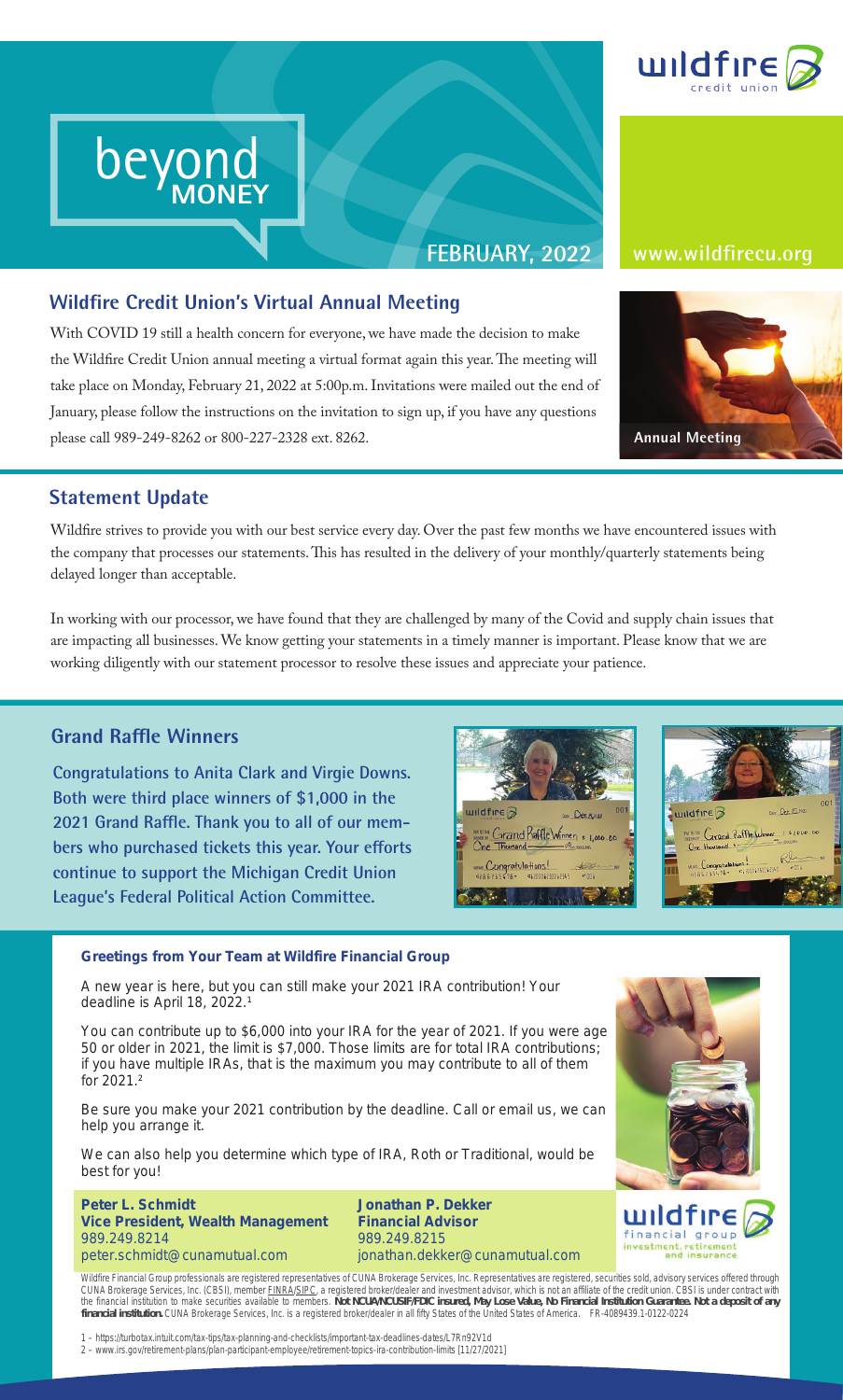# beyond MONEY

**FEBRUARY, 2022** www.wildfirecu.org

## Wildfire Credit Union's Virtual Annual Meeting

With COVID 19 still a health concern for everyone, we have made the decision to make the Wildfire Credit Union annual meeting a virtual format again this year. The meeting will take place on Monday, February 21, 2022 at 5:00p.m. Invitations were mailed out the end of January, please follow the instructions on the invitation to sign up, if you have any questions please call 989-249-8262 or 800-227-2328 ext. 8262.

Annual Meeting

## Statement Update

Wildfire strives to provide you with our best service every day. Over the past few months we have encountered issues with the company that processes our statements. This has resulted in the delivery of your monthly/quarterly statements being delayed longer than acceptable.

In working with our processor, we have found that they are challenged by many of the Covid and supply chain issues that are impacting all businesses. We know getting your statements in a timely manner is important. Please know that we are working diligently with our statement processor to resolve these issues and appreciate your patience.

## Grand Raffle Winners

**Congratulations to Anita Clark and Virgie Downs. Both were third place winners of $1,000 in the 2021 Grand Raffle. Thank you to all of our members who purchased tickets this year. Your efforts continue to support the Michigan Credit Union League's Federal Political Action Committee.**

### Greetings from Your Team at Wildfire Financial Group

A new year is here, but you can still make your 2021 IRA contribution! Your deadline is April 18, 2022.[1]

You can contribute up to $6,000 into your IRA for the year of 2021. If you were age 50 or older in 2021, the limit is $7,000. Those limits are for total IRA contributions; if you have multiple IRAs, that is the maximum you may contribute to all of them for 2021.[2]

Be sure you make your 2021 contribution by the deadline. Call or email us, we can help you arrange it.

We can also help you determine which type of IRA, Roth or Traditional, would be best for you!

**Peter L. Schmidt**
**Vice President, Wealth Management**
989.249.8214
peter.schmidt@cunamutual.com

**Jonathan P. Dekker**
**Financial Advisor**
989.249.8215
jonathan.dekker@cunamutual.com

Wildfire Financial Group professionals are registered representatives of CUNA Brokerage Services, Inc. Representatives are registered, securities sold, advisory services offered through CUNA Brokerage Services, Inc. (CBSI), member FINRA/SIPC, a registered broker/dealer and investment advisor, which is not an affiliate of the credit union. CBSI is under contract with the financial institution to make securities available to members. **Not NCUA/NCUSIF/FDIC insured, May Lose Value, No Financial Institution Guarantee. Not a deposit of any financial institution.** CUNA Brokerage Services, Inc. is a registered broker/dealer in all fifty States of the United States of America. FR-4089439.1-0122-0224

1 – https://turbotax.intuit.com/tax-tips/tax-planning-and-checklists/important-tax-deadlines-dates/L7Rn92V1d
2 – www.irs.gov/retirement-plans/plan-participant-employee/retirement-topics-ira-contribution-limits [11/27/2021]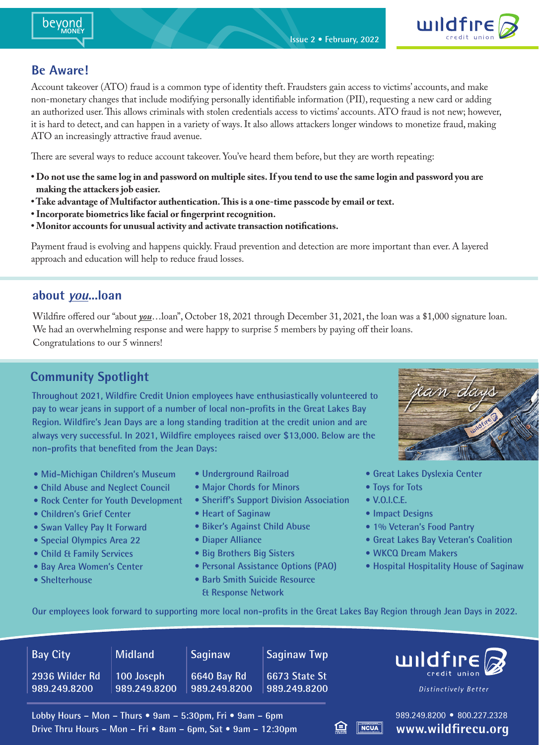## Be Aware!

Account takeover (ATO) fraud is a common type of identity theft. Fraudsters gain access to victims' accounts, and make non-monetary changes that include modifying personally identifiable information (PII), requesting a new card or adding an authorized user. This allows criminals with stolen credentials access to victims' accounts. ATO fraud is not new; however, it is hard to detect, and can happen in a variety of ways. It also allows attackers longer windows to monetize fraud, making ATO an increasingly attractive fraud avenue.

There are several ways to reduce account takeover. You've heard them before, but they are worth repeating:

- **Do not use the same log in and password on multiple sites. If you tend to use the same login and password you are making the attackers job easier.**
- **Take advantage of Multifactor authentication. This is a one-time passcode by email or text.**
- **Incorporate biometrics like facial or fingerprint recognition.**
- **Monitor accounts for unusual activity and activate transaction notifications.**

Payment fraud is evolving and happens quickly. Fraud prevention and detection are more important than ever. A layered approach and education will help to reduce fraud losses.

## about *you*...loan

Wildfire offered our "about *you*…loan", October 18, 2021 through December 31, 2021, the loan was a $1,000 signature loan. We had an overwhelming response and were happy to surprise 5 members by paying off their loans.
Congratulations to our 5 winners!

## Community Spotlight

Throughout 2021, Wildfire Credit Union employees have enthusiastically volunteered to pay to wear jeans in support of a number of local non-profits in the Great Lakes Bay Region. Wildfire's Jean Days are a long standing tradition at the credit union and are always very successful. In 2021, Wildfire employees raised over $13,000. Below are the non-profits that benefited from the Jean Days:

- Mid-Michigan Children's Museum
- Child Abuse and Neglect Council
- Rock Center for Youth Development
- Children's Grief Center
- Swan Valley Pay It Forward
- Special Olympics Area 22
- Child & Family Services
- Bay Area Women's Center
- Shelterhouse
- Underground Railroad
- Major Chords for Minors
- Sheriff's Support Division Association
- Heart of Saginaw
- Biker's Against Child Abuse
- Diaper Alliance
- Big Brothers Big Sisters
- Personal Assistance Options (PAO)
- Barb Smith Suicide Resource & Response Network
- Great Lakes Dyslexia Center
- Toys for Tots
- V.O.I.C.E.
- Impact Designs
- 1% Veteran's Food Pantry
- Great Lakes Bay Veteran's Coalition
- WKCQ Dream Makers
- Hospital Hospitality House of Saginaw

Our employees look forward to supporting more local non-profits in the Great Lakes Bay Region through Jean Days in 2022.

| Bay City | Midland | Saginaw | Saginaw Twp |
|---|---|---|---|
| 2936 Wilder Rd | 100 Joseph | 6640 Bay Rd | 6673 State St |
| 989.249.8200 | 989.249.8200 | 989.249.8200 | 989.249.8200 |

Lobby Hours – Mon – Thurs • 9am – 5:30pm, Fri • 9am – 6pm
Drive Thru Hours – Mon – Fri • 8am – 6pm, Sat • 9am – 12:30pm

wildfire credit union
Distinctively Better

989.249.8200 • 800.227.2328
www.wildfirecu.org